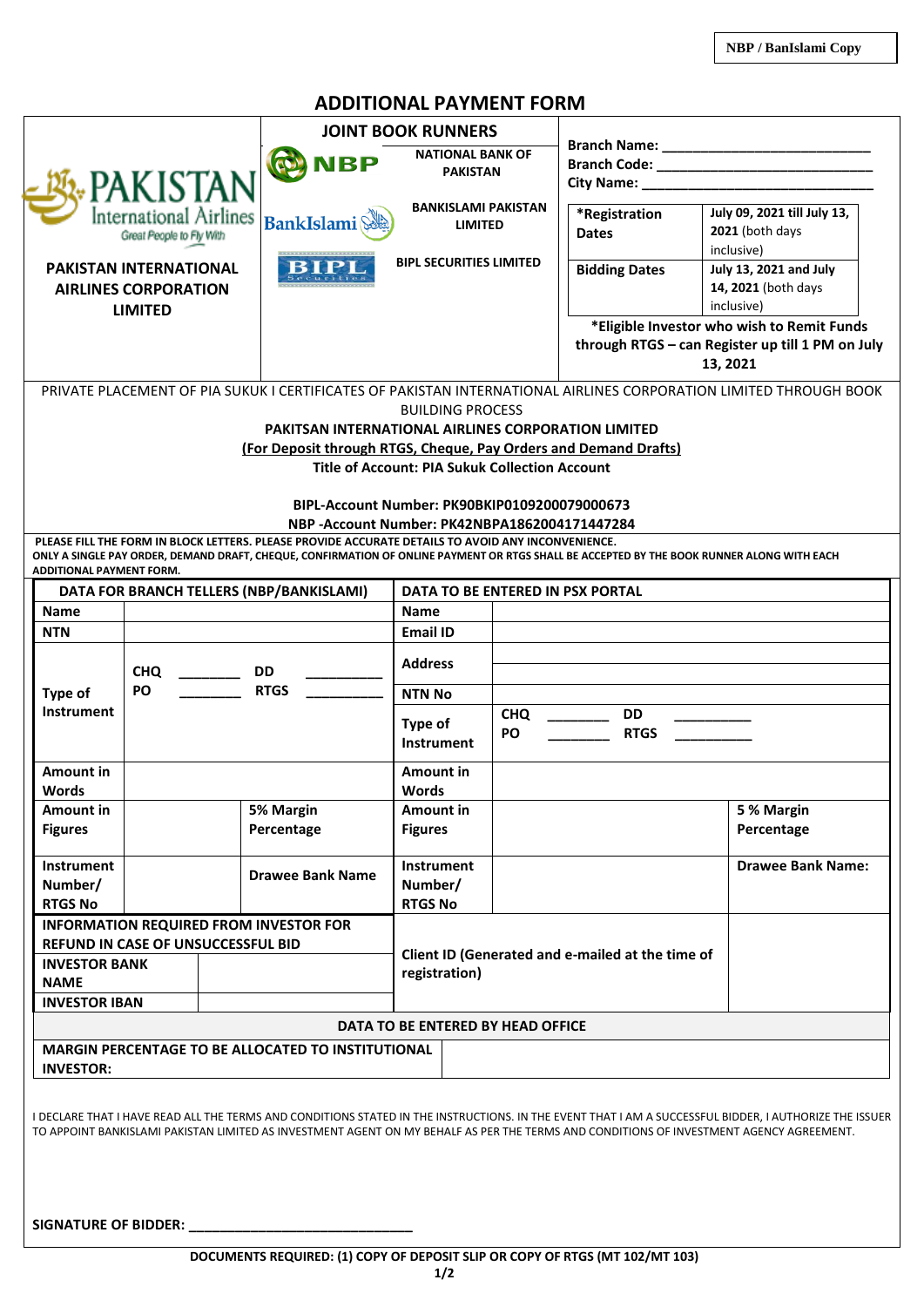NBP / BanIslami Copy

# ADDITIONAL PAYMENT FORM

| PAKISTAN International Airlines — Great People to Fly With | JOINT BOOK RUNNERS | |
|---|---|---|
| **PAKISTAN INTERNATIONAL AIRLINES CORPORATION LIMITED** | NBP — **NATIONAL BANK OF PAKISTAN** | **Branch Name:** ___________________________ |
| | BankIslami — **BANKISLAMI PAKISTAN LIMITED** | **Branch Code:** ___________________________ |
| | BIPL Securities — **BIPL SECURITIES LIMITED** | **City Name:** ____________________________ |

| | |
|---|---|
| ***Registration Dates** | **July 09, 2021 till July 13, 2021** (both days inclusive) |
| **Bidding Dates** | **July 13, 2021 and July 14, 2021** (both days inclusive) |

**\*Eligible Investor who wish to Remit Funds through RTGS – can Register up till 1 PM on July 13, 2021**

PRIVATE PLACEMENT OF PIA SUKUK I CERTIFICATES OF PAKISTAN INTERNATIONAL AIRLINES CORPORATION LIMITED THROUGH BOOK BUILDING PROCESS

**PAKITSAN INTERNATIONAL AIRLINES CORPORATION LIMITED**

**(For Deposit through RTGS, Cheque, Pay Orders and Demand Drafts)**

**Title of Account: PIA Sukuk Collection Account**

**BIPL-Account Number: PK90BKIP0109200079000673**

**NBP -Account Number: PK42NBPA1862004171447284**

**PLEASE FILL THE FORM IN BLOCK LETTERS. PLEASE PROVIDE ACCURATE DETAILS TO AVOID ANY INCONVENIENCE.**
**ONLY A SINGLE PAY ORDER, DEMAND DRAFT, CHEQUE, CONFIRMATION OF ONLINE PAYMENT OR RTGS SHALL BE ACCEPTED BY THE BOOK RUNNER ALONG WITH EACH ADDITIONAL PAYMENT FORM.**

| **DATA FOR BRANCH TELLERS (NBP/BANKISLAMI)** | | | | **DATA TO BE ENTERED IN PSX PORTAL** | | |
|---|---|---|---|---|---|---|
| **Name** | | | | **Name** | | |
| **NTN** | | | | **Email ID** | | |
| **Type of Instrument** | **CHQ** ________ **PO** ________ | **DD** __________ **RTGS** __________ | | **Address** | | |
| | | | | **NTN No** | | |
| | | | | **Type of Instrument** | **CHQ** ________ **PO** ________ **DD** __________ **RTGS** __________ | |
| **Amount in Words** | | | | **Amount in Words** | | |
| **Amount in Figures** | | **5% Margin Percentage** | | **Amount in Figures** | | **5 % Margin Percentage** |
| **Instrument Number/ RTGS No** | | **Drawee Bank Name** | | **Instrument Number/ RTGS No** | | **Drawee Bank Name:** |
| **INFORMATION REQUIRED FROM INVESTOR FOR REFUND IN CASE OF UNSUCCESSFUL BID** | | | | **Client ID (Generated and e-mailed at the time of registration)** | | |
| **INVESTOR BANK NAME** | | | | | | |
| **INVESTOR IBAN** | | | | | | |

| **DATA TO BE ENTERED BY HEAD OFFICE** | |
|---|---|
| **MARGIN PERCENTAGE TO BE ALLOCATED TO INSTITUTIONAL INVESTOR:** | |

I DECLARE THAT I HAVE READ ALL THE TERMS AND CONDITIONS STATED IN THE INSTRUCTIONS. IN THE EVENT THAT I AM A SUCCESSFUL BIDDER, I AUTHORIZE THE ISSUER TO APPOINT BANKISLAMI PAKISTAN LIMITED AS INVESTMENT AGENT ON MY BEHALF AS PER THE TERMS AND CONDITIONS OF INVESTMENT AGENCY AGREEMENT.

**SIGNATURE OF BIDDER:** ______________________________

**DOCUMENTS REQUIRED: (1) COPY OF DEPOSIT SLIP OR COPY OF RTGS (MT 102/MT 103)**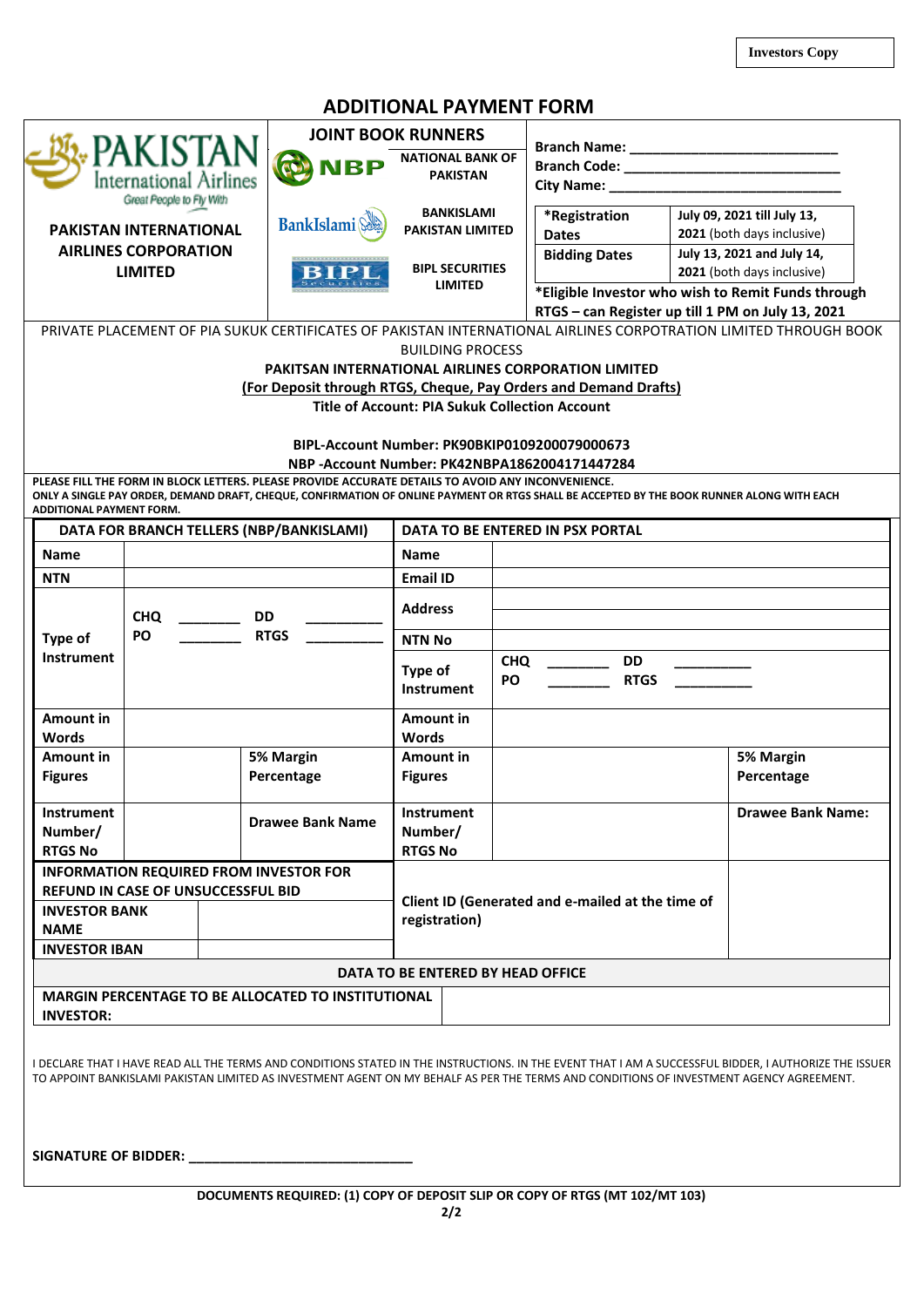Investors Copy

# ADDITIONAL PAYMENT FORM

| | | | |
|---|---|---|---|
| PAKISTAN International Airlines Great People to Fly With **PAKISTAN INTERNATIONAL AIRLINES CORPORATION LIMITED** | **JOINT BOOK RUNNERS** | | **Branch Name:** ___________________________ **Branch Code:** ___________________________ **City Name:** ___________________________ |
| | NBP | **NATIONAL BANK OF PAKISTAN** | |
| | BankIslami | **BANKISLAMI PAKISTAN LIMITED** | |
| | BIPL Securities | **BIPL SECURITIES LIMITED** | |

| | |
|---|---|
| **\*Registration Dates** | **July 09, 2021 till July 13, 2021** (both days inclusive) |
| **Bidding Dates** | **July 13, 2021 and July 14, 2021** (both days inclusive) |

**\*Eligible Investor who wish to Remit Funds through RTGS – can Register up till 1 PM on July 13, 2021**

PRIVATE PLACEMENT OF PIA SUKUK CERTIFICATES OF PAKISTAN INTERNATIONAL AIRLINES CORPOTRATION LIMITED THROUGH BOOK BUILDING PROCESS

**PAKITSAN INTERNATIONAL AIRLINES CORPORATION LIMITED**

**(For Deposit through RTGS, Cheque, Pay Orders and Demand Drafts)**

**Title of Account: PIA Sukuk Collection Account**

**BIPL-Account Number: PK90BKIP0109200079000673**

**NBP -Account Number: PK42NBPA1862004171447284**

**PLEASE FILL THE FORM IN BLOCK LETTERS. PLEASE PROVIDE ACCURATE DETAILS TO AVOID ANY INCONVENIENCE.**
**ONLY A SINGLE PAY ORDER, DEMAND DRAFT, CHEQUE, CONFIRMATION OF ONLINE PAYMENT OR RTGS SHALL BE ACCEPTED BY THE BOOK RUNNER ALONG WITH EACH ADDITIONAL PAYMENT FORM.**

| **DATA FOR BRANCH TELLERS (NBP/BANKISLAMI)** | | | | **DATA TO BE ENTERED IN PSX PORTAL** | | |
|---|---|---|---|---|---|---|
| **Name** | | | | **Name** | | |
| **NTN** | | | | **Email ID** | | |
| **Type of Instrument** | **CHQ** ________ **DD** __________ **PO** ________ **RTGS** __________ | | | **Address** | | |
| | | | | **NTN No** | | |
| | | | | **Type of Instrument** | **CHQ** ________ **DD** __________ **PO** ________ **RTGS** __________ | |
| **Amount in Words** | | | | **Amount in Words** | | |
| **Amount in Figures** | | **5% Margin Percentage** | | **Amount in Figures** | | **5% Margin Percentage** |
| **Instrument Number/ RTGS No** | | **Drawee Bank Name** | | **Instrument Number/ RTGS No** | | **Drawee Bank Name:** |
| **INFORMATION REQUIRED FROM INVESTOR FOR REFUND IN CASE OF UNSUCCESSFUL BID** | | | | **Client ID (Generated and e-mailed at the time of registration)** | | |
| **INVESTOR BANK NAME** | | | | | | |
| **INVESTOR IBAN** | | | | | | |

**DATA TO BE ENTERED BY HEAD OFFICE**

| | |
|---|---|
| **MARGIN PERCENTAGE TO BE ALLOCATED TO INSTITUTIONAL INVESTOR:** | |

I DECLARE THAT I HAVE READ ALL THE TERMS AND CONDITIONS STATED IN THE INSTRUCTIONS. IN THE EVENT THAT I AM A SUCCESSFUL BIDDER, I AUTHORIZE THE ISSUER TO APPOINT BANKISLAMI PAKISTAN LIMITED AS INVESTMENT AGENT ON MY BEHALF AS PER THE TERMS AND CONDITIONS OF INVESTMENT AGENCY AGREEMENT.

**SIGNATURE OF BIDDER:** ______________________________

**DOCUMENTS REQUIRED: (1) COPY OF DEPOSIT SLIP OR COPY OF RTGS (MT 102/MT 103)**